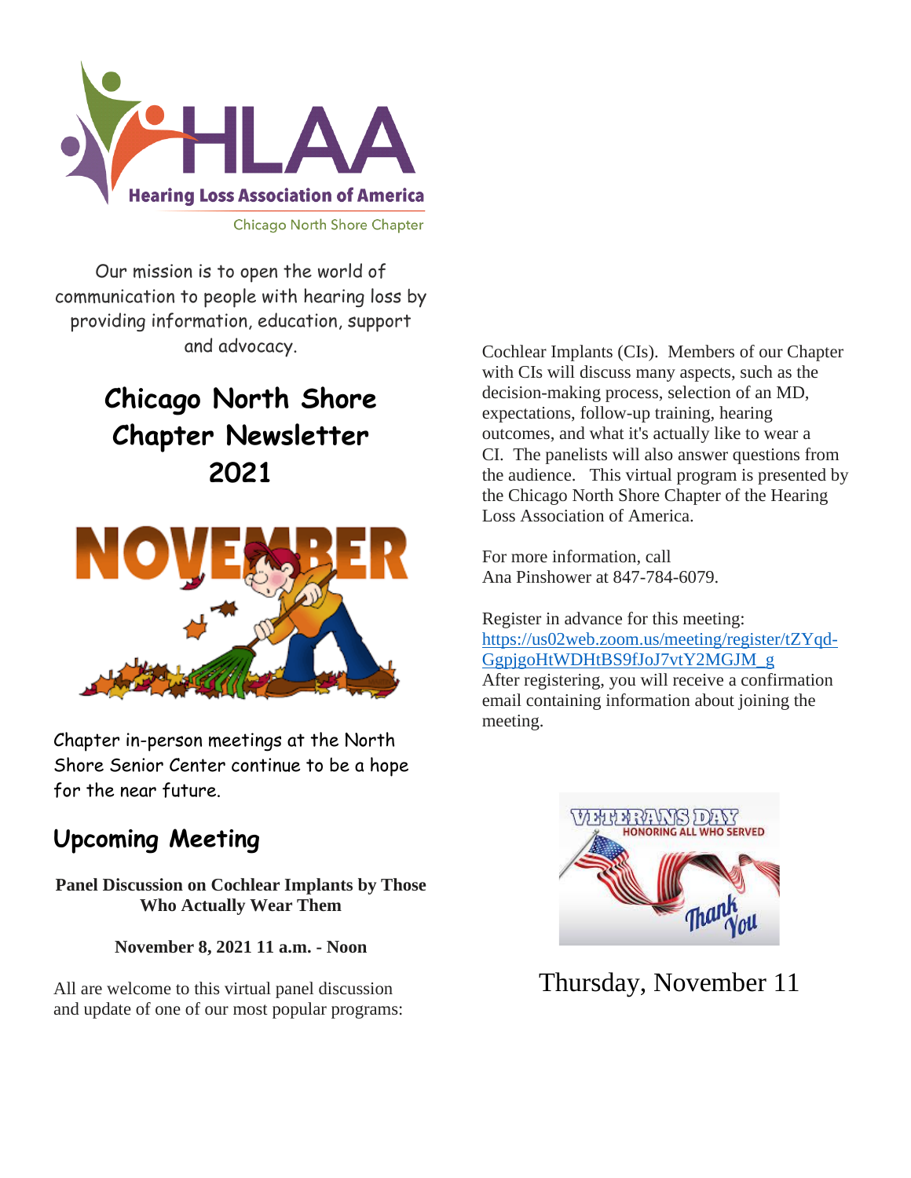Hearing Loss Association of America

Chicago North Shore Chapter

Our mission is to open the world of communication to people with hearing loss by providing information, education, support and advocacy.

# Chicago North Shore Chapter Newsletter 2021

NOVEMBER

Chapter in-person meetings at the North Shore Senior Center continue to be a hope for the near future.

## Upcoming Meeting

**Panel Discussion on Cochlear Implants by Those Who Actually Wear Them**

**November 8, 2021 11 a.m. - Noon**

All are welcome to this virtual panel discussion and update of one of our most popular programs: Cochlear Implants (CIs). Members of our Chapter with CIs will discuss many aspects, such as the decision-making process, selection of an MD, expectations, follow-up training, hearing outcomes, and what it's actually like to wear a CI. The panelists will also answer questions from the audience. This virtual program is presented by the Chicago North Shore Chapter of the Hearing Loss Association of America.

For more information, call
Ana Pinshower at 847-784-6079.

Register in advance for this meeting:
https://us02web.zoom.us/meeting/register/tZYqd-GgpjgoHtWDHtBS9fJoJ7vtY2MGJM_g
After registering, you will receive a confirmation email containing information about joining the meeting.

VETERANS DAY HONORING ALL WHO SERVED Thank You

Thursday, November 11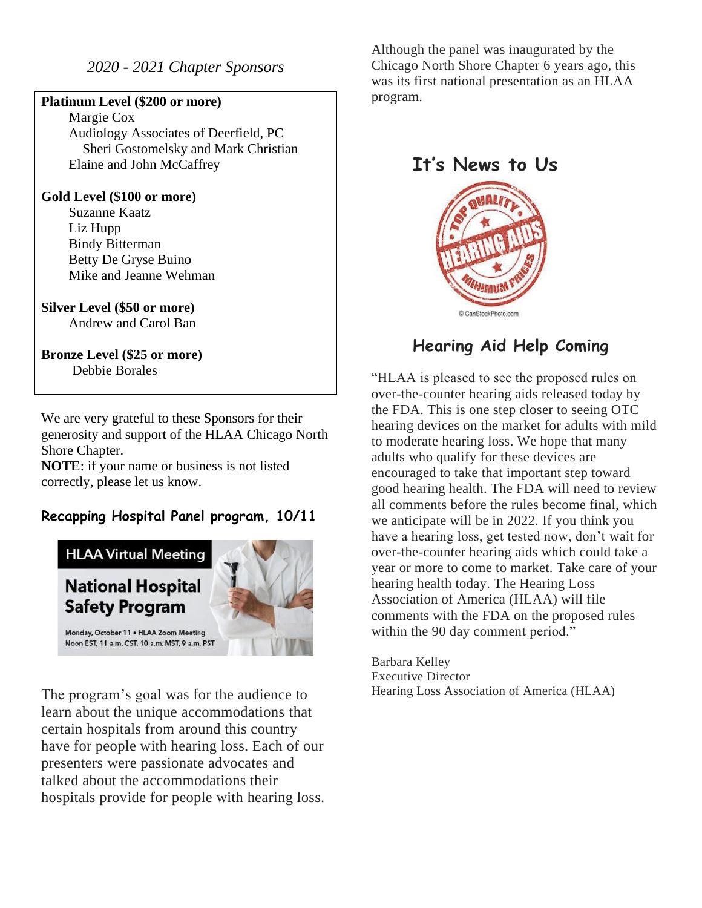*2020 - 2021 Chapter Sponsors*

**Platinum Level ($200 or more)**

Margie Cox
Audiology Associates of Deerfield, PC
Sheri Gostomelsky and Mark Christian
Elaine and John McCaffrey

**Gold Level ($100 or more)**

Suzanne Kaatz
Liz Hupp
Bindy Bitterman
Betty De Gryse Buino
Mike and Jeanne Wehman

**Silver Level ($50 or more)**

Andrew and Carol Ban

**Bronze Level ($25 or more)**

Debbie Borales

We are very grateful to these Sponsors for their generosity and support of the HLAA Chicago North Shore Chapter.
**NOTE**: if your name or business is not listed correctly, please let us know.

### Recapping Hospital Panel program, 10/11

HLAA Virtual Meeting

National Hospital Safety Program

Monday, October 11 • HLAA Zoom Meeting
Noon EST, 11 a.m. CST, 10 a.m. MST, 9 a.m. PST

The program's goal was for the audience to learn about the unique accommodations that certain hospitals from around this country have for people with hearing loss. Each of our presenters were passionate advocates and talked about the accommodations their hospitals provide for people with hearing loss.

Although the panel was inaugurated by the Chicago North Shore Chapter 6 years ago, this was its first national presentation as an HLAA program.

## It's News to Us

© CanStockPhoto.com

### Hearing Aid Help Coming

"HLAA is pleased to see the proposed rules on over-the-counter hearing aids released today by the FDA. This is one step closer to seeing OTC hearing devices on the market for adults with mild to moderate hearing loss. We hope that many adults who qualify for these devices are encouraged to take that important step toward good hearing health. The FDA will need to review all comments before the rules become final, which we anticipate will be in 2022. If you think you have a hearing loss, get tested now, don't wait for over-the-counter hearing aids which could take a year or more to come to market. Take care of your hearing health today. The Hearing Loss Association of America (HLAA) will file comments with the FDA on the proposed rules within the 90 day comment period."

Barbara Kelley
Executive Director
Hearing Loss Association of America (HLAA)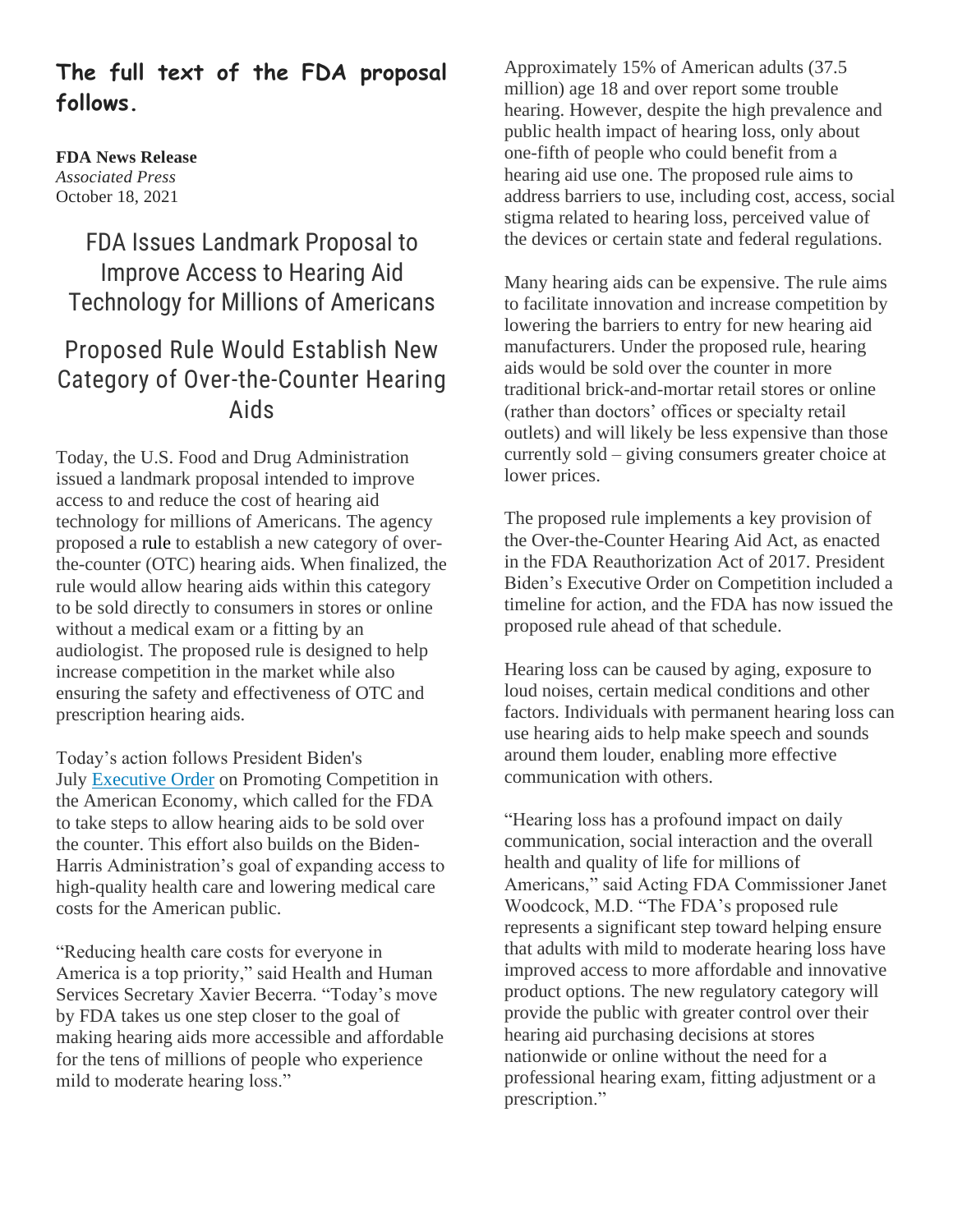## The full text of the FDA proposal follows.

**FDA News Release**
*Associated Press*
October 18, 2021

# FDA Issues Landmark Proposal to Improve Access to Hearing Aid Technology for Millions of Americans

## Proposed Rule Would Establish New Category of Over-the-Counter Hearing Aids

Today, the U.S. Food and Drug Administration issued a landmark proposal intended to improve access to and reduce the cost of hearing aid technology for millions of Americans. The agency proposed a rule to establish a new category of over-the-counter (OTC) hearing aids. When finalized, the rule would allow hearing aids within this category to be sold directly to consumers in stores or online without a medical exam or a fitting by an audiologist. The proposed rule is designed to help increase competition in the market while also ensuring the safety and effectiveness of OTC and prescription hearing aids.

Today's action follows President Biden's July Executive Order on Promoting Competition in the American Economy, which called for the FDA to take steps to allow hearing aids to be sold over the counter. This effort also builds on the Biden-Harris Administration's goal of expanding access to high-quality health care and lowering medical care costs for the American public.

"Reducing health care costs for everyone in America is a top priority," said Health and Human Services Secretary Xavier Becerra. "Today's move by FDA takes us one step closer to the goal of making hearing aids more accessible and affordable for the tens of millions of people who experience mild to moderate hearing loss."

Approximately 15% of American adults (37.5 million) age 18 and over report some trouble hearing. However, despite the high prevalence and public health impact of hearing loss, only about one-fifth of people who could benefit from a hearing aid use one. The proposed rule aims to address barriers to use, including cost, access, social stigma related to hearing loss, perceived value of the devices or certain state and federal regulations.

Many hearing aids can be expensive. The rule aims to facilitate innovation and increase competition by lowering the barriers to entry for new hearing aid manufacturers. Under the proposed rule, hearing aids would be sold over the counter in more traditional brick-and-mortar retail stores or online (rather than doctors' offices or specialty retail outlets) and will likely be less expensive than those currently sold – giving consumers greater choice at lower prices.

The proposed rule implements a key provision of the Over-the-Counter Hearing Aid Act, as enacted in the FDA Reauthorization Act of 2017. President Biden's Executive Order on Competition included a timeline for action, and the FDA has now issued the proposed rule ahead of that schedule.

Hearing loss can be caused by aging, exposure to loud noises, certain medical conditions and other factors. Individuals with permanent hearing loss can use hearing aids to help make speech and sounds around them louder, enabling more effective communication with others.

"Hearing loss has a profound impact on daily communication, social interaction and the overall health and quality of life for millions of Americans," said Acting FDA Commissioner Janet Woodcock, M.D. "The FDA's proposed rule represents a significant step toward helping ensure that adults with mild to moderate hearing loss have improved access to more affordable and innovative product options. The new regulatory category will provide the public with greater control over their hearing aid purchasing decisions at stores nationwide or online without the need for a professional hearing exam, fitting adjustment or a prescription."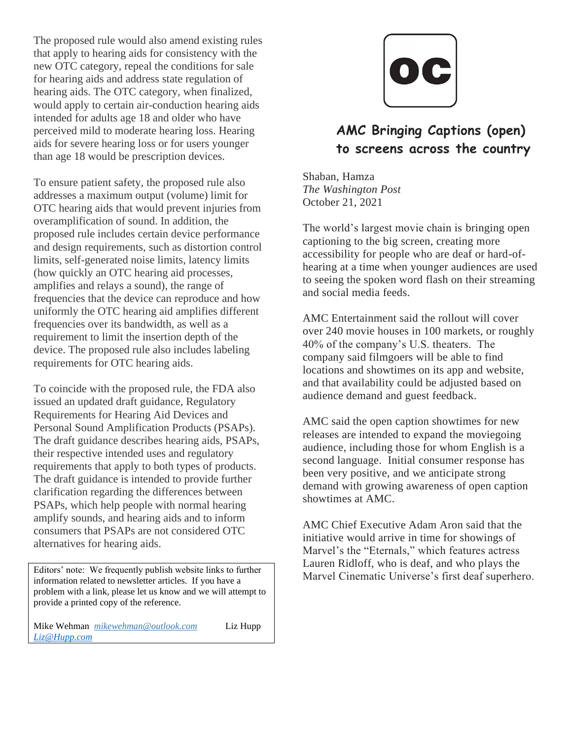The proposed rule would also amend existing rules that apply to hearing aids for consistency with the new OTC category, repeal the conditions for sale for hearing aids and address state regulation of hearing aids. The OTC category, when finalized, would apply to certain air-conduction hearing aids intended for adults age 18 and older who have perceived mild to moderate hearing loss. Hearing aids for severe hearing loss or for users younger than age 18 would be prescription devices.

To ensure patient safety, the proposed rule also addresses a maximum output (volume) limit for OTC hearing aids that would prevent injuries from overamplification of sound. In addition, the proposed rule includes certain device performance and design requirements, such as distortion control limits, self-generated noise limits, latency limits (how quickly an OTC hearing aid processes, amplifies and relays a sound), the range of frequencies that the device can reproduce and how uniformly the OTC hearing aid amplifies different frequencies over its bandwidth, as well as a requirement to limit the insertion depth of the device. The proposed rule also includes labeling requirements for OTC hearing aids.

To coincide with the proposed rule, the FDA also issued an updated draft guidance, Regulatory Requirements for Hearing Aid Devices and Personal Sound Amplification Products (PSAPs). The draft guidance describes hearing aids, PSAPs, their respective intended uses and regulatory requirements that apply to both types of products. The draft guidance is intended to provide further clarification regarding the differences between PSAPs, which help people with normal hearing amplify sounds, and hearing aids and to inform consumers that PSAPs are not considered OTC alternatives for hearing aids.

Editors' note: We frequently publish website links to further information related to newsletter articles. If you have a problem with a link, please let us know and we will attempt to provide a printed copy of the reference.

Mike Wehman *mikewehman@outlook.com* Liz Hupp *Liz@Hupp.com*

OC

## AMC Bringing Captions (open) to screens across the country

Shaban, Hamza
*The Washington Post*
October 21, 2021

The world's largest movie chain is bringing open captioning to the big screen, creating more accessibility for people who are deaf or hard-of-hearing at a time when younger audiences are used to seeing the spoken word flash on their streaming and social media feeds.

AMC Entertainment said the rollout will cover over 240 movie houses in 100 markets, or roughly 40% of the company's U.S. theaters. The company said filmgoers will be able to find locations and showtimes on its app and website, and that availability could be adjusted based on audience demand and guest feedback.

AMC said the open caption showtimes for new releases are intended to expand the moviegoing audience, including those for whom English is a second language. Initial consumer response has been very positive, and we anticipate strong demand with growing awareness of open caption showtimes at AMC.

AMC Chief Executive Adam Aron said that the initiative would arrive in time for showings of Marvel's the "Eternals," which features actress Lauren Ridloff, who is deaf, and who plays the Marvel Cinematic Universe's first deaf superhero.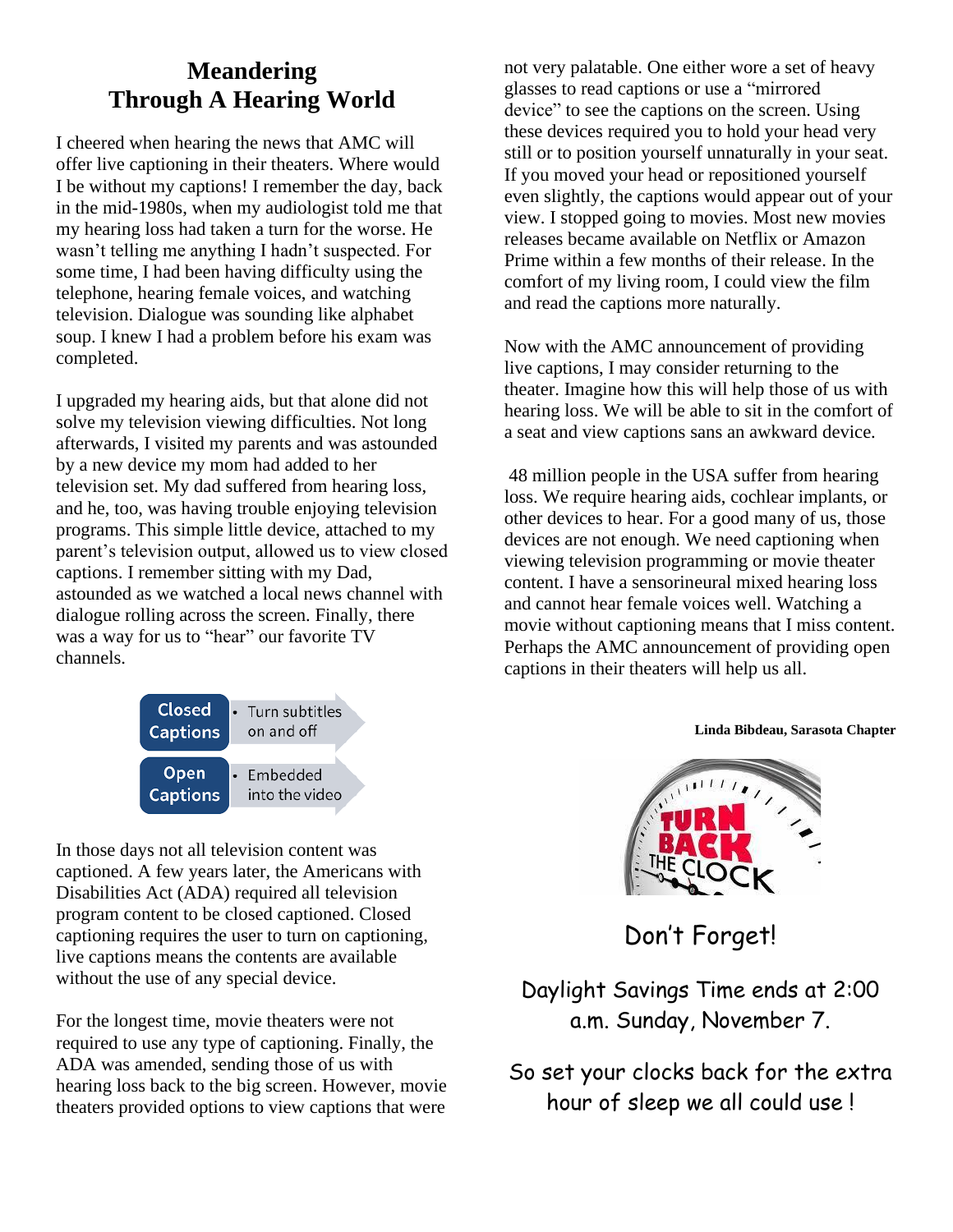# Meandering Through A Hearing World

I cheered when hearing the news that AMC will offer live captioning in their theaters. Where would I be without my captions! I remember the day, back in the mid-1980s, when my audiologist told me that my hearing loss had taken a turn for the worse. He wasn't telling me anything I hadn't suspected. For some time, I had been having difficulty using the telephone, hearing female voices, and watching television. Dialogue was sounding like alphabet soup. I knew I had a problem before his exam was completed.

I upgraded my hearing aids, but that alone did not solve my television viewing difficulties. Not long afterwards, I visited my parents and was astounded by a new device my mom had added to her television set. My dad suffered from hearing loss, and he, too, was having trouble enjoying television programs. This simple little device, attached to my parent's television output, allowed us to view closed captions. I remember sitting with my Dad, astounded as we watched a local news channel with dialogue rolling across the screen. Finally, there was a way for us to "hear" our favorite TV channels.

Closed Captions
- Turn subtitles on and off

Open Captions
- Embedded into the video

In those days not all television content was captioned. A few years later, the Americans with Disabilities Act (ADA) required all television program content to be closed captioned. Closed captioning requires the user to turn on captioning, live captions means the contents are available without the use of any special device.

For the longest time, movie theaters were not required to use any type of captioning. Finally, the ADA was amended, sending those of us with hearing loss back to the big screen. However, movie theaters provided options to view captions that were not very palatable. One either wore a set of heavy glasses to read captions or use a "mirrored device" to see the captions on the screen. Using these devices required you to hold your head very still or to position yourself unnaturally in your seat. If you moved your head or repositioned yourself even slightly, the captions would appear out of your view. I stopped going to movies. Most new movies releases became available on Netflix or Amazon Prime within a few months of their release. In the comfort of my living room, I could view the film and read the captions more naturally.

Now with the AMC announcement of providing live captions, I may consider returning to the theater. Imagine how this will help those of us with hearing loss. We will be able to sit in the comfort of a seat and view captions sans an awkward device.

48 million people in the USA suffer from hearing loss. We require hearing aids, cochlear implants, or other devices to hear. For a good many of us, those devices are not enough. We need captioning when viewing television programming or movie theater content. I have a sensorineural mixed hearing loss and cannot hear female voices well. Watching a movie without captioning means that I miss content. Perhaps the AMC announcement of providing open captions in their theaters will help us all.

**Linda Bibdeau, Sarasota Chapter**

TURN BACK THE CLOCK

Don't Forget!

Daylight Savings Time ends at 2:00 a.m. Sunday, November 7.

So set your clocks back for the extra hour of sleep we all could use !